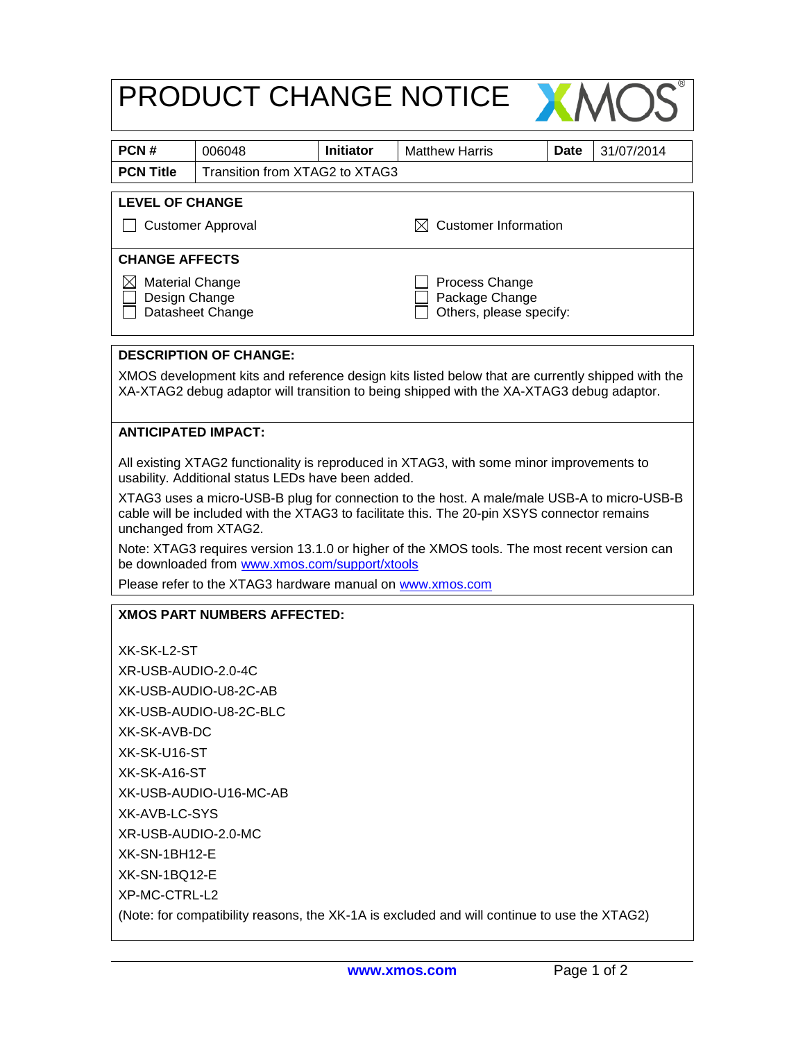# PRODUCT CHANGE NOTICE

XMOS®

| **PCN #** | 006048 | **Initiator** | Matthew Harris | **Date** | 31/07/2014 |
|---|---|---|---|---|---|
| **PCN Title** | Transition from XTAG2 to XTAG3 | | | | |

**LEVEL OF CHANGE**

☐ Customer Approval

☒ Customer Information

**CHANGE AFFECTS**

☒ Material Change
☐ Design Change
☐ Datasheet Change

☐ Process Change
☐ Package Change
☐ Others, please specify:

**DESCRIPTION OF CHANGE:**

XMOS development kits and reference design kits listed below that are currently shipped with the XA-XTAG2 debug adaptor will transition to being shipped with the XA-XTAG3 debug adaptor.

**ANTICIPATED IMPACT:**

All existing XTAG2 functionality is reproduced in XTAG3, with some minor improvements to usability. Additional status LEDs have been added.

XTAG3 uses a micro-USB-B plug for connection to the host. A male/male USB-A to micro-USB-B cable will be included with the XTAG3 to facilitate this. The 20-pin XSYS connector remains unchanged from XTAG2.

Note: XTAG3 requires version 13.1.0 or higher of the XMOS tools. The most recent version can be downloaded from www.xmos.com/support/xtools

Please refer to the XTAG3 hardware manual on www.xmos.com

**XMOS PART NUMBERS AFFECTED:**

XK-SK-L2-ST

XR-USB-AUDIO-2.0-4C

XK-USB-AUDIO-U8-2C-AB

XK-USB-AUDIO-U8-2C-BLC

XK-SK-AVB-DC

XK-SK-U16-ST

XK-SK-A16-ST

XK-USB-AUDIO-U16-MC-AB

XK-AVB-LC-SYS

XR-USB-AUDIO-2.0-MC

XK-SN-1BH12-E

XK-SN-1BQ12-E

XP-MC-CTRL-L2

(Note: for compatibility reasons, the XK-1A is excluded and will continue to use the XTAG2)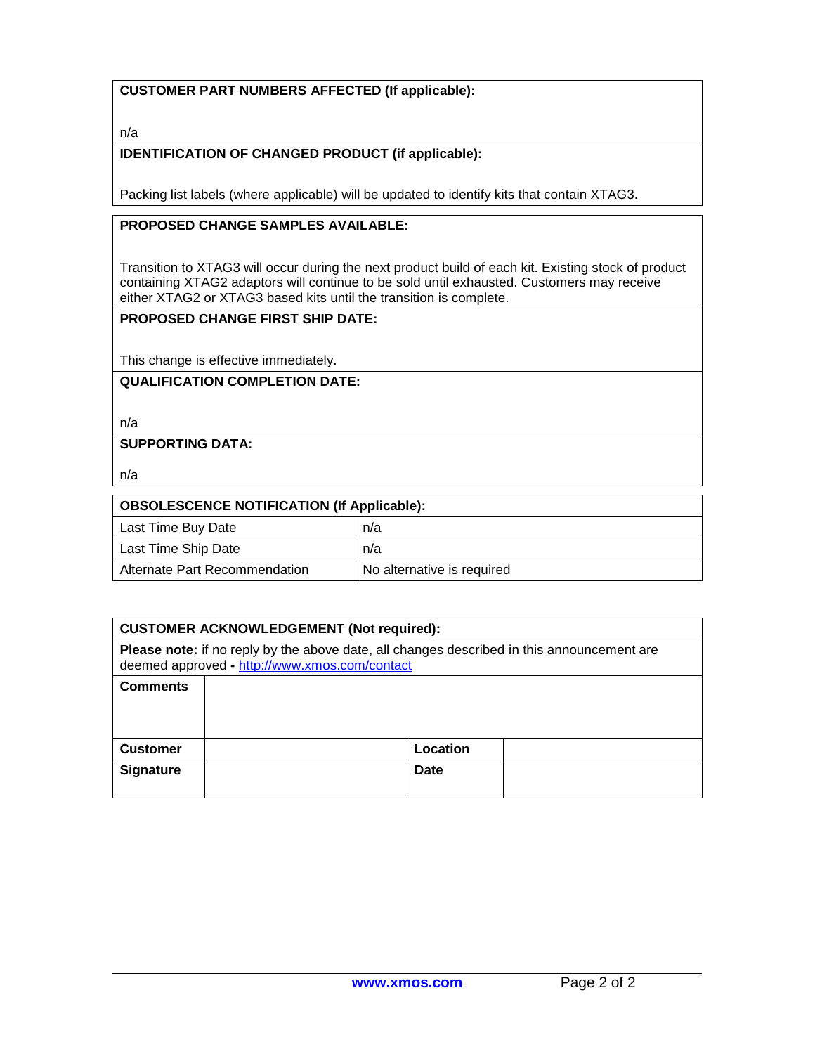**CUSTOMER PART NUMBERS AFFECTED (If applicable):**

n/a

**IDENTIFICATION OF CHANGED PRODUCT (if applicable):**

Packing list labels (where applicable) will be updated to identify kits that contain XTAG3.

**PROPOSED CHANGE SAMPLES AVAILABLE:**

Transition to XTAG3 will occur during the next product build of each kit. Existing stock of product containing XTAG2 adaptors will continue to be sold until exhausted. Customers may receive either XTAG2 or XTAG3 based kits until the transition is complete.

**PROPOSED CHANGE FIRST SHIP DATE:**

This change is effective immediately.

**QUALIFICATION COMPLETION DATE:**

n/a

**SUPPORTING DATA:**

n/a

| **OBSOLESCENCE NOTIFICATION (If Applicable):** | |
|---|---|
| Last Time Buy Date | n/a |
| Last Time Ship Date | n/a |
| Alternate Part Recommendation | No alternative is required |

**CUSTOMER ACKNOWLEDGEMENT (Not required):**

**Please note:** if no reply by the above date, all changes described in this announcement are deemed approved **-** http://www.xmos.com/contact

| | | | |
|---|---|---|---|
| **Comments** | | | |
| **Customer** | | **Location** | |
| **Signature** | | **Date** | |